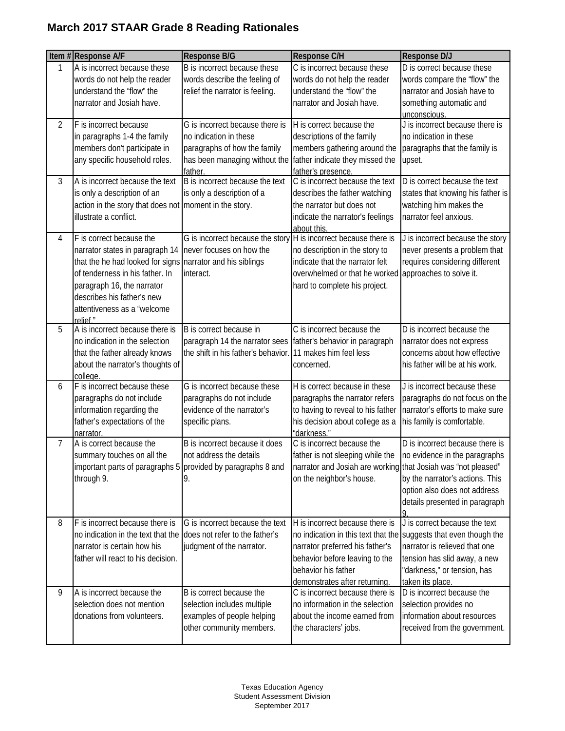# March 2017 STAAR Grade 8 Reading Rationales

| Item # | Response A/F | Response B/G | Response C/H | Response D/J |
|---|---|---|---|---|
| 1 | A is incorrect because these words do not help the reader understand the "flow" the narrator and Josiah have. | B is incorrect because these words describe the feeling of relief the narrator is feeling. | C is incorrect because these words do not help the reader understand the "flow" the narrator and Josiah have. | D is correct because these words compare the "flow" the narrator and Josiah have to something automatic and unconscious. |
| 2 | F is incorrect because in paragraphs 1-4 the family members don't participate in any specific household roles. | G is incorrect because there is no indication in these paragraphs of how the family has been managing without the father. | H is correct because the descriptions of the family members gathering around the father indicate they missed the father's presence. | J is incorrect because there is no indication in these paragraphs that the family is upset. |
| 3 | A is incorrect because the text is only a description of an action in the story that does not illustrate a conflict. | B is incorrect because the text is only a description of a moment in the story. | C is incorrect because the text describes the father watching the narrator but does not indicate the narrator's feelings about this. | D is correct because the text states that knowing his father is watching him makes the narrator feel anxious. |
| 4 | F is correct because the narrator states in paragraph 14 that the he had looked for signs of tenderness in his father. In paragraph 16, the narrator describes his father's new attentiveness as a "welcome relief." | G is incorrect because the story never focuses on how the narrator and his siblings interact. | H is incorrect because there is no description in the story to indicate that the narrator felt overwhelmed or that he worked hard to complete his project. | J is incorrect because the story never presents a problem that requires considering different approaches to solve it. |
| 5 | A is incorrect because there is no indication in the selection that the father already knows about the narrator's thoughts of college. | B is correct because in paragraph 14 the narrator sees the shift in his father's behavior. | C is incorrect because the father's behavior in paragraph 11 makes him feel less concerned. | D is incorrect because the narrator does not express concerns about how effective his father will be at his work. |
| 6 | F is incorrect because these paragraphs do not include information regarding the father's expectations of the narrator. | G is incorrect because these paragraphs do not include evidence of the narrator's specific plans. | H is correct because in these paragraphs the narrator refers to having to reveal to his father his decision about college as a "darkness." | J is incorrect because these paragraphs do not focus on the narrator's efforts to make sure his family is comfortable. |
| 7 | A is correct because the summary touches on all the important parts of paragraphs 5 through 9. | B is incorrect because it does not address the details provided by paragraphs 8 and 9. | C is incorrect because the father is not sleeping while the narrator and Josiah are working on the neighbor's house. | D is incorrect because there is no evidence in the paragraphs that Josiah was "not pleased" by the narrator's actions. This option also does not address details presented in paragraph 9. |
| 8 | F is incorrect because there is no indication in the text that the narrator is certain how his father will react to his decision. | G is incorrect because the text does not refer to the father's judgment of the narrator. | H is incorrect because there is no indication in this text that the narrator preferred his father's behavior before leaving to the behavior his father demonstrates after returning. | J is correct because the text suggests that even though the narrator is relieved that one tension has slid away, a new "darkness," or tension, has taken its place. |
| 9 | A is incorrect because the selection does not mention donations from volunteers. | B is correct because the selection includes multiple examples of people helping other community members. | C is incorrect because there is no information in the selection about the income earned from the characters' jobs. | D is incorrect because the selection provides no information about resources received from the government. |

Texas Education Agency
Student Assessment Division
September 2017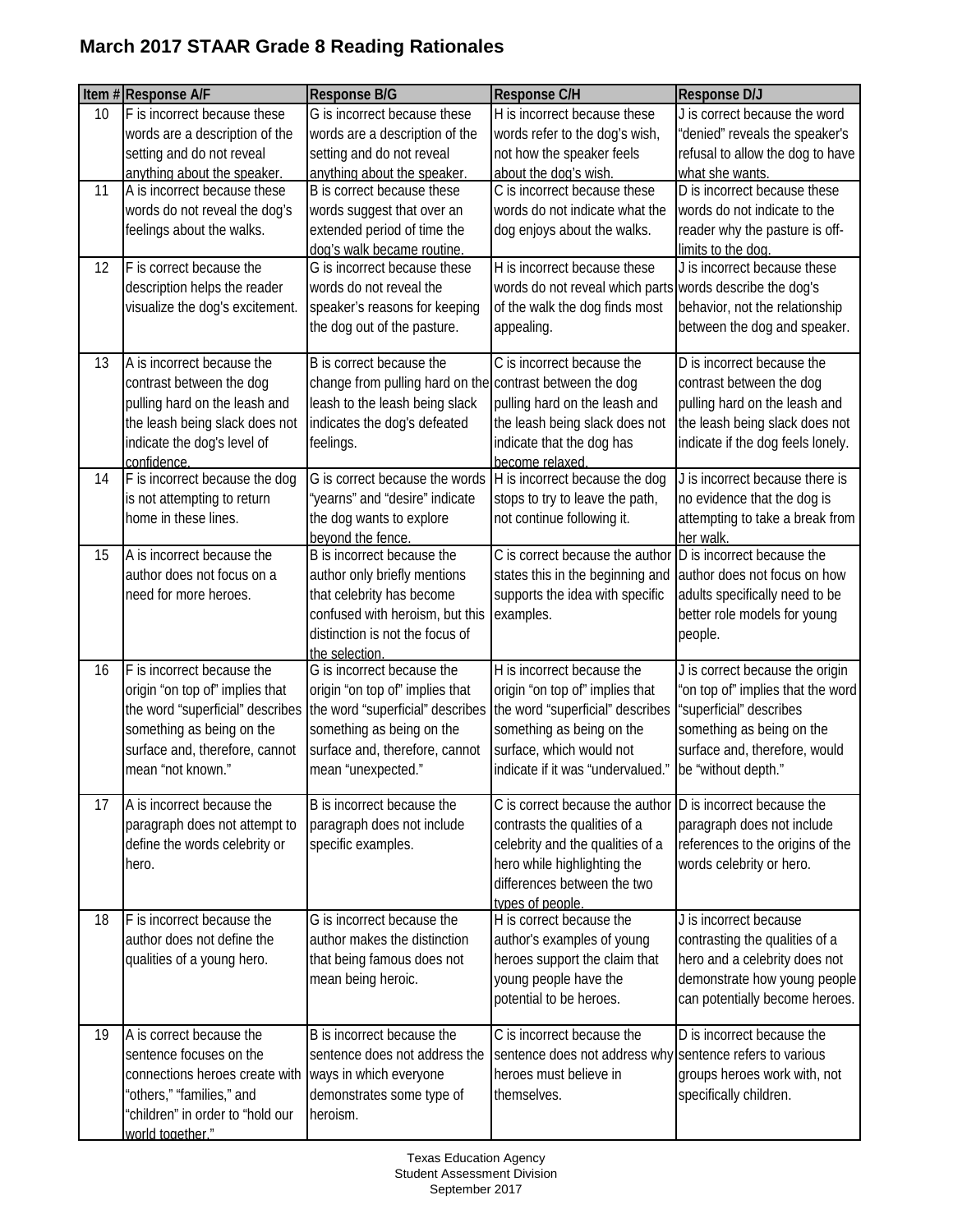# March 2017 STAAR Grade 8 Reading Rationales

| Item # | Response A/F | Response B/G | Response C/H | Response D/J |
|---|---|---|---|---|
| 10 | F is incorrect because these words are a description of the setting and do not reveal anything about the speaker. | G is incorrect because these words are a description of the setting and do not reveal anything about the speaker. | H is incorrect because these words refer to the dog's wish, not how the speaker feels about the dog's wish. | J is correct because the word "denied" reveals the speaker's refusal to allow the dog to have what she wants. |
| 11 | A is incorrect because these words do not reveal the dog's feelings about the walks. | B is correct because these words suggest that over an extended period of time the dog's walk became routine. | C is incorrect because these words do not indicate what the dog enjoys about the walks. | D is incorrect because these words do not indicate to the reader why the pasture is off-limits to the dog. |
| 12 | F is correct because the description helps the reader visualize the dog's excitement. | G is incorrect because these words do not reveal the speaker's reasons for keeping the dog out of the pasture. | H is incorrect because these words do not reveal which parts of the walk the dog finds most appealing. | J is incorrect because these words describe the dog's behavior, not the relationship between the dog and speaker. |
| 13 | A is incorrect because the contrast between the dog pulling hard on the leash and the leash being slack does not indicate the dog's level of confidence. | B is correct because the change from pulling hard on the leash to the leash being slack indicates the dog's defeated feelings. | C is incorrect because the contrast between the dog pulling hard on the leash and the leash being slack does not indicate that the dog has become relaxed. | D is incorrect because the contrast between the dog pulling hard on the leash and the leash being slack does not indicate if the dog feels lonely. |
| 14 | F is incorrect because the dog is not attempting to return home in these lines. | G is correct because the words "yearns" and "desire" indicate the dog wants to explore beyond the fence. | H is incorrect because the dog stops to try to leave the path, not continue following it. | J is incorrect because there is no evidence that the dog is attempting to take a break from her walk. |
| 15 | A is incorrect because the author does not focus on a need for more heroes. | B is incorrect because the author only briefly mentions that celebrity has become confused with heroism, but this distinction is not the focus of the selection. | C is correct because the author states this in the beginning and supports the idea with specific examples. | D is incorrect because the author does not focus on how adults specifically need to be better role models for young people. |
| 16 | F is incorrect because the origin "on top of" implies that the word "superficial" describes something as being on the surface and, therefore, cannot mean "not known." | G is incorrect because the origin "on top of" implies that the word "superficial" describes something as being on the surface and, therefore, cannot mean "unexpected." | H is incorrect because the origin "on top of" implies that the word "superficial" describes something as being on the surface, which would not indicate if it was "undervalued." | J is correct because the origin "on top of" implies that the word "superficial" describes something as being on the surface and, therefore, would be "without depth." |
| 17 | A is incorrect because the paragraph does not attempt to define the words celebrity or hero. | B is incorrect because the paragraph does not include specific examples. | C is correct because the author contrasts the qualities of a celebrity and the qualities of a hero while highlighting the differences between the two types of people. | D is incorrect because the paragraph does not include references to the origins of the words celebrity or hero. |
| 18 | F is incorrect because the author does not define the qualities of a young hero. | G is incorrect because the author makes the distinction that being famous does not mean being heroic. | H is correct because the author's examples of young heroes support the claim that young people have the potential to be heroes. | J is incorrect because contrasting the qualities of a hero and a celebrity does not demonstrate how young people can potentially become heroes. |
| 19 | A is correct because the sentence focuses on the connections heroes create with "others," "families," and "children" in order to "hold our world together." | B is incorrect because the sentence does not address the ways in which everyone demonstrates some type of heroism. | C is incorrect because the sentence does not address why heroes must believe in themselves. | D is incorrect because the sentence refers to various groups heroes work with, not specifically children. |

Texas Education Agency
Student Assessment Division
September 2017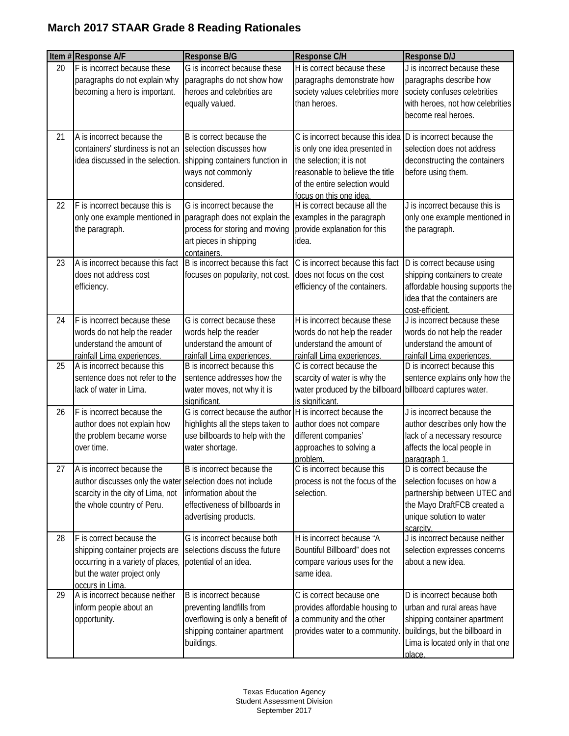## March 2017 STAAR Grade 8 Reading Rationales

| Item # | Response A/F | Response B/G | Response C/H | Response D/J |
|---|---|---|---|---|
| 20 | F is incorrect because these paragraphs do not explain why becoming a hero is important. | G is incorrect because these paragraphs do not show how heroes and celebrities are equally valued. | H is correct because these paragraphs demonstrate how society values celebrities more than heroes. | J is incorrect because these paragraphs describe how society confuses celebrities with heroes, not how celebrities become real heroes. |
| 21 | A is incorrect because the containers' sturdiness is not an idea discussed in the selection. | B is correct because the selection discusses how shipping containers function in ways not commonly considered. | C is incorrect because this idea is only one idea presented in the selection; it is not reasonable to believe the title of the entire selection would focus on this one idea. | D is incorrect because the selection does not address deconstructing the containers before using them. |
| 22 | F is incorrect because this is only one example mentioned in the paragraph. | G is incorrect because the paragraph does not explain the process for storing and moving art pieces in shipping containers. | H is correct because all the examples in the paragraph provide explanation for this idea. | J is incorrect because this is only one example mentioned in the paragraph. |
| 23 | A is incorrect because this fact does not address cost efficiency. | B is incorrect because this fact focuses on popularity, not cost. | C is incorrect because this fact does not focus on the cost efficiency of the containers. | D is correct because using shipping containers to create affordable housing supports the idea that the containers are cost-efficient. |
| 24 | F is incorrect because these words do not help the reader understand the amount of rainfall Lima experiences. | G is correct because these words help the reader understand the amount of rainfall Lima experiences. | H is incorrect because these words do not help the reader understand the amount of rainfall Lima experiences. | J is incorrect because these words do not help the reader understand the amount of rainfall Lima experiences. |
| 25 | A is incorrect because this sentence does not refer to the lack of water in Lima. | B is incorrect because this sentence addresses how the water moves, not why it is significant. | C is correct because the scarcity of water is why the water produced by the billboard is significant. | D is incorrect because this sentence explains only how the billboard captures water. |
| 26 | F is incorrect because the author does not explain how the problem became worse over time. | G is correct because the author highlights all the steps taken to use billboards to help with the water shortage. | H is incorrect because the author does not compare different companies' approaches to solving a problem. | J is incorrect because the author describes only how the lack of a necessary resource affects the local people in paragraph 1. |
| 27 | A is incorrect because the author discusses only the water scarcity in the city of Lima, not the whole country of Peru. | B is incorrect because the selection does not include information about the effectiveness of billboards in advertising products. | C is incorrect because this process is not the focus of the selection. | D is correct because the selection focuses on how a partnership between UTEC and the Mayo DraftFCB created a unique solution to water scarcity. |
| 28 | F is correct because the shipping container projects are occurring in a variety of places, but the water project only occurs in Lima. | G is incorrect because both selections discuss the future potential of an idea. | H is incorrect because "A Bountiful Billboard" does not compare various uses for the same idea. | J is incorrect because neither selection expresses concerns about a new idea. |
| 29 | A is incorrect because neither inform people about an opportunity. | B is incorrect because preventing landfills from overflowing is only a benefit of shipping container apartment buildings. | C is correct because one provides affordable housing to a community and the other provides water to a community. | D is incorrect because both urban and rural areas have shipping container apartment buildings, but the billboard in Lima is located only in that one place. |

Texas Education Agency
Student Assessment Division
September 2017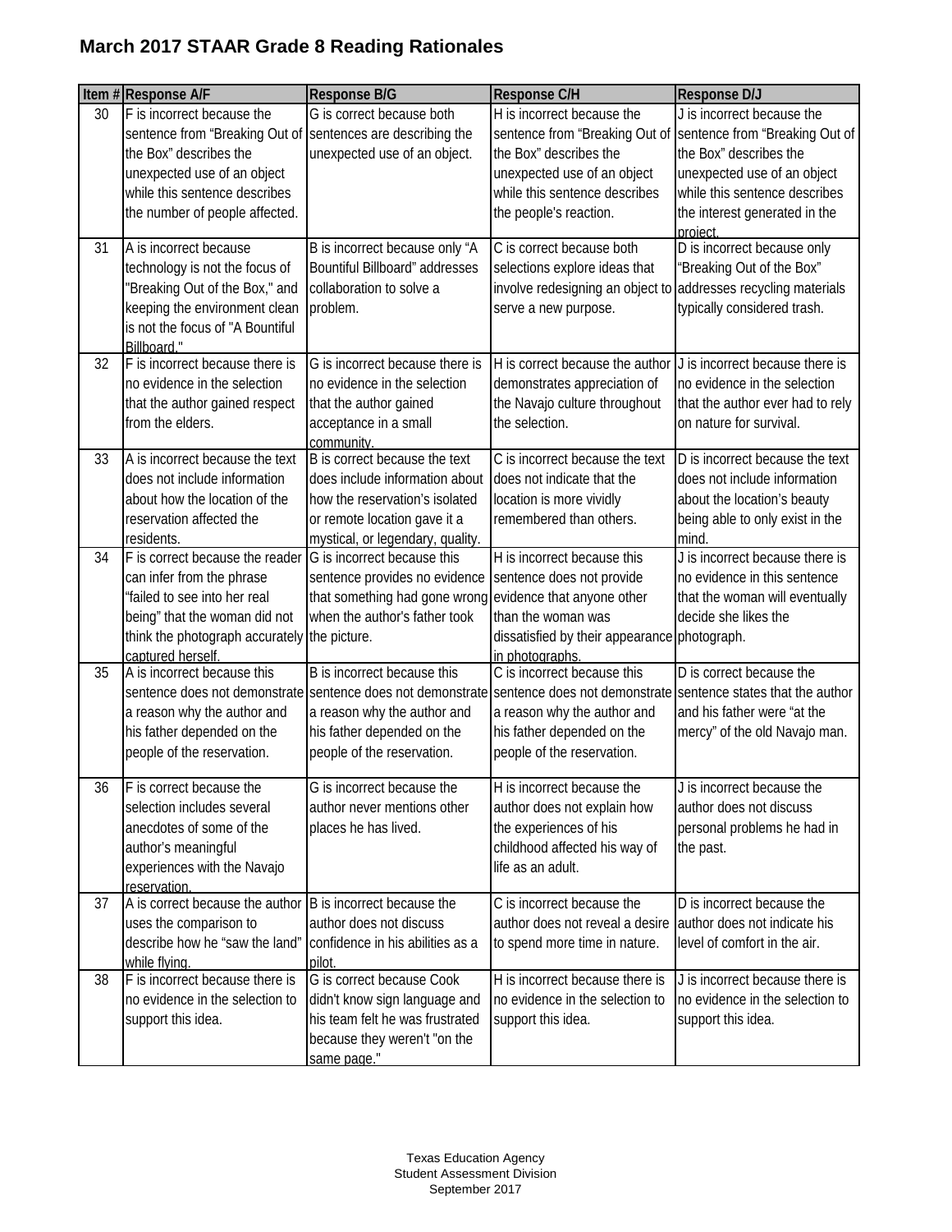# March 2017 STAAR Grade 8 Reading Rationales

| Item # | Response A/F | Response B/G | Response C/H | Response D/J |
|---|---|---|---|---|
| 30 | F is incorrect because the sentence from "Breaking Out of the Box" describes the unexpected use of an object while this sentence describes the number of people affected. | G is correct because both sentences are describing the unexpected use of an object. | H is incorrect because the sentence from "Breaking Out of the Box" describes the unexpected use of an object while this sentence describes the people's reaction. | J is incorrect because the sentence from "Breaking Out of the Box" describes the unexpected use of an object while this sentence describes the interest generated in the project. |
| 31 | A is incorrect because technology is not the focus of "Breaking Out of the Box," and keeping the environment clean is not the focus of "A Bountiful Billboard." | B is incorrect because only "A Bountiful Billboard" addresses collaboration to solve a problem. | C is correct because both selections explore ideas that involve redesigning an object to serve a new purpose. | D is incorrect because only "Breaking Out of the Box" addresses recycling materials typically considered trash. |
| 32 | F is incorrect because there is no evidence in the selection that the author gained respect from the elders. | G is incorrect because there is no evidence in the selection that the author gained acceptance in a small community. | H is correct because the author demonstrates appreciation of the Navajo culture throughout the selection. | J is incorrect because there is no evidence in the selection that the author ever had to rely on nature for survival. |
| 33 | A is incorrect because the text does not include information about how the location of the reservation affected the residents. | B is correct because the text does include information about how the reservation's isolated or remote location gave it a mystical, or legendary, quality. | C is incorrect because the text does not indicate that the location is more vividly remembered than others. | D is incorrect because the text does not include information about the location's beauty being able to only exist in the mind. |
| 34 | F is correct because the reader can infer from the phrase "failed to see into her real being" that the woman did not think the photograph accurately captured herself. | G is incorrect because this sentence provides no evidence that something had gone wrong when the author's father took the picture. | H is incorrect because this sentence does not provide evidence that anyone other than the woman was dissatisfied by their appearance in photographs. | J is incorrect because there is no evidence in this sentence that the woman will eventually decide she likes the photograph. |
| 35 | A is incorrect because this sentence does not demonstrate a reason why the author and his father depended on the people of the reservation. | B is incorrect because this sentence does not demonstrate a reason why the author and his father depended on the people of the reservation. | C is incorrect because this sentence does not demonstrate a reason why the author and his father depended on the people of the reservation. | D is correct because the sentence states that the author and his father were "at the mercy" of the old Navajo man. |
| 36 | F is correct because the selection includes several anecdotes of some of the author's meaningful experiences with the Navajo reservation. | G is incorrect because the author never mentions other places he has lived. | H is incorrect because the author does not explain how the experiences of his childhood affected his way of life as an adult. | J is incorrect because the author does not discuss personal problems he had in the past. |
| 37 | A is correct because the author uses the comparison to describe how he "saw the land" while flying. | B is incorrect because the author does not discuss confidence in his abilities as a pilot. | C is incorrect because the author does not reveal a desire to spend more time in nature. | D is incorrect because the author does not indicate his level of comfort in the air. |
| 38 | F is incorrect because there is no evidence in the selection to support this idea. | G is correct because Cook didn't know sign language and his team felt he was frustrated because they weren't "on the same page." | H is incorrect because there is no evidence in the selection to support this idea. | J is incorrect because there is no evidence in the selection to support this idea. |

Texas Education Agency
Student Assessment Division
September 2017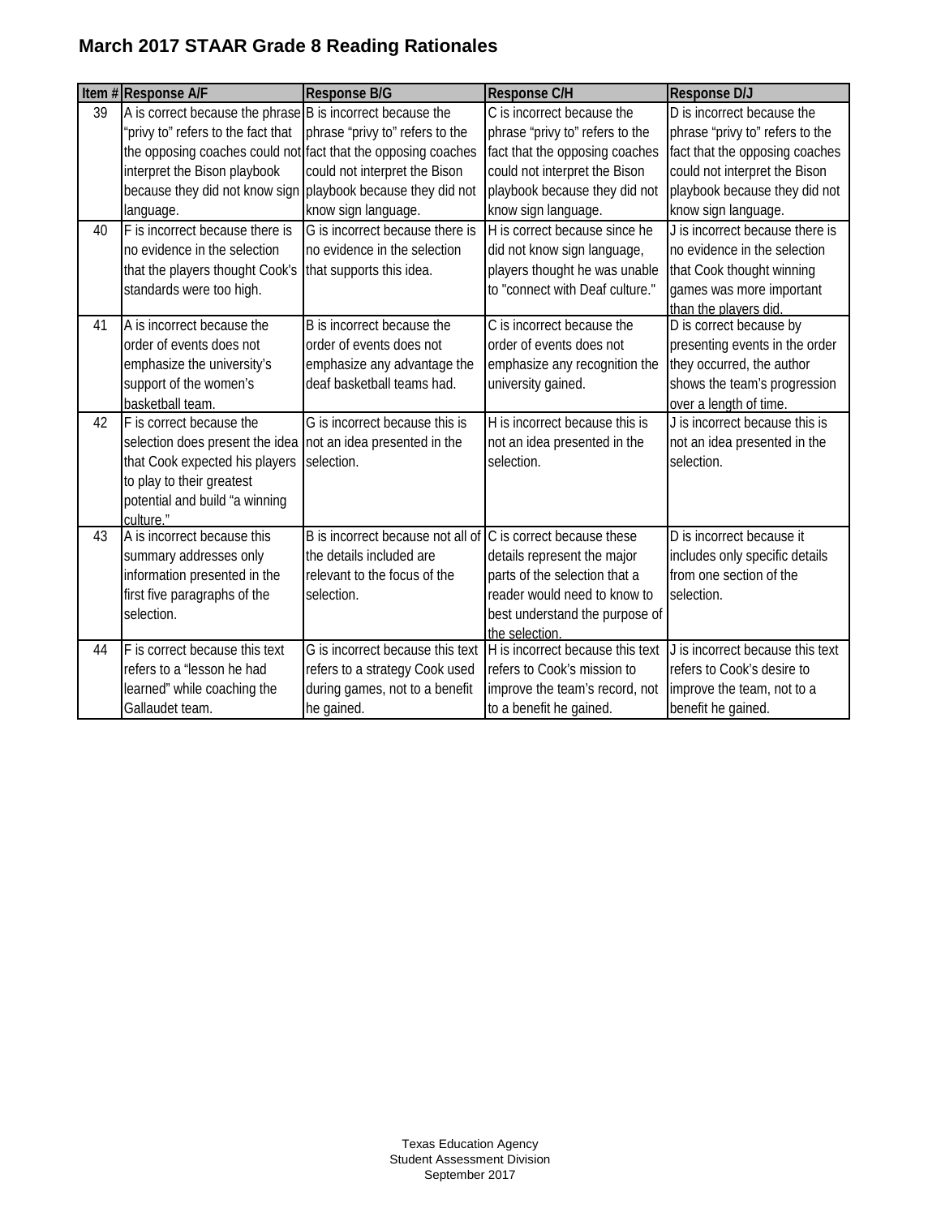## March 2017 STAAR Grade 8 Reading Rationales

| Item # | Response A/F | Response B/G | Response C/H | Response D/J |
| --- | --- | --- | --- | --- |
| 39 | A is correct because the phrase "privy to" refers to the fact that the opposing coaches could not interpret the Bison playbook because they did not know sign language. | B is incorrect because the phrase "privy to" refers to the fact that the opposing coaches could not interpret the Bison playbook because they did not know sign language. | C is incorrect because the phrase "privy to" refers to the fact that the opposing coaches could not interpret the Bison playbook because they did not know sign language. | D is incorrect because the phrase "privy to" refers to the fact that the opposing coaches could not interpret the Bison playbook because they did not know sign language. |
| 40 | F is incorrect because there is no evidence in the selection that the players thought Cook's standards were too high. | G is incorrect because there is no evidence in the selection that supports this idea. | H is correct because since he did not know sign language, players thought he was unable to "connect with Deaf culture." | J is incorrect because there is no evidence in the selection that Cook thought winning games was more important than the players did. |
| 41 | A is incorrect because the order of events does not emphasize the university's support of the women's basketball team. | B is incorrect because the order of events does not emphasize any advantage the deaf basketball teams had. | C is incorrect because the order of events does not emphasize any recognition the university gained. | D is correct because by presenting events in the order they occurred, the author shows the team's progression over a length of time. |
| 42 | F is correct because the selection does present the idea that Cook expected his players to play to their greatest potential and build "a winning culture." | G is incorrect because this is not an idea presented in the selection. | H is incorrect because this is not an idea presented in the selection. | J is incorrect because this is not an idea presented in the selection. |
| 43 | A is incorrect because this summary addresses only information presented in the first five paragraphs of the selection. | B is incorrect because not all of the details included are relevant to the focus of the selection. | C is correct because these details represent the major parts of the selection that a reader would need to know to best understand the purpose of the selection. | D is incorrect because it includes only specific details from one section of the selection. |
| 44 | F is correct because this text refers to a "lesson he had learned" while coaching the Gallaudet team. | G is incorrect because this text refers to a strategy Cook used during games, not to a benefit he gained. | H is incorrect because this text refers to Cook's mission to improve the team's record, not to a benefit he gained. | J is incorrect because this text refers to Cook's desire to improve the team, not to a benefit he gained. |

Texas Education Agency
Student Assessment Division
September 2017